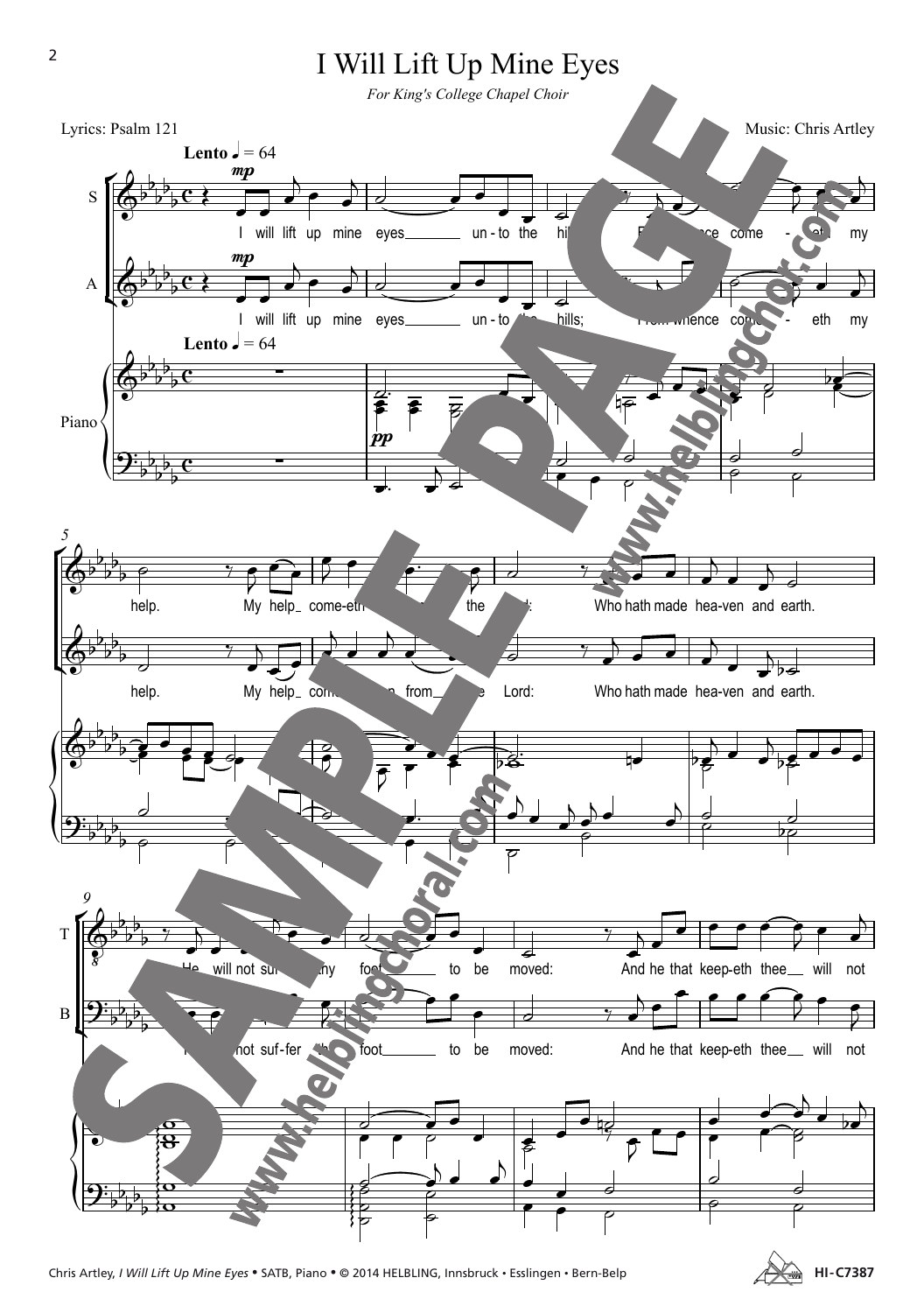# I Will Lift Up Mine Eyes

*For King's College Chapel Choir*

Lyrics: Psalm 121

Music: Chris Artley

**Lento** ♩ = 64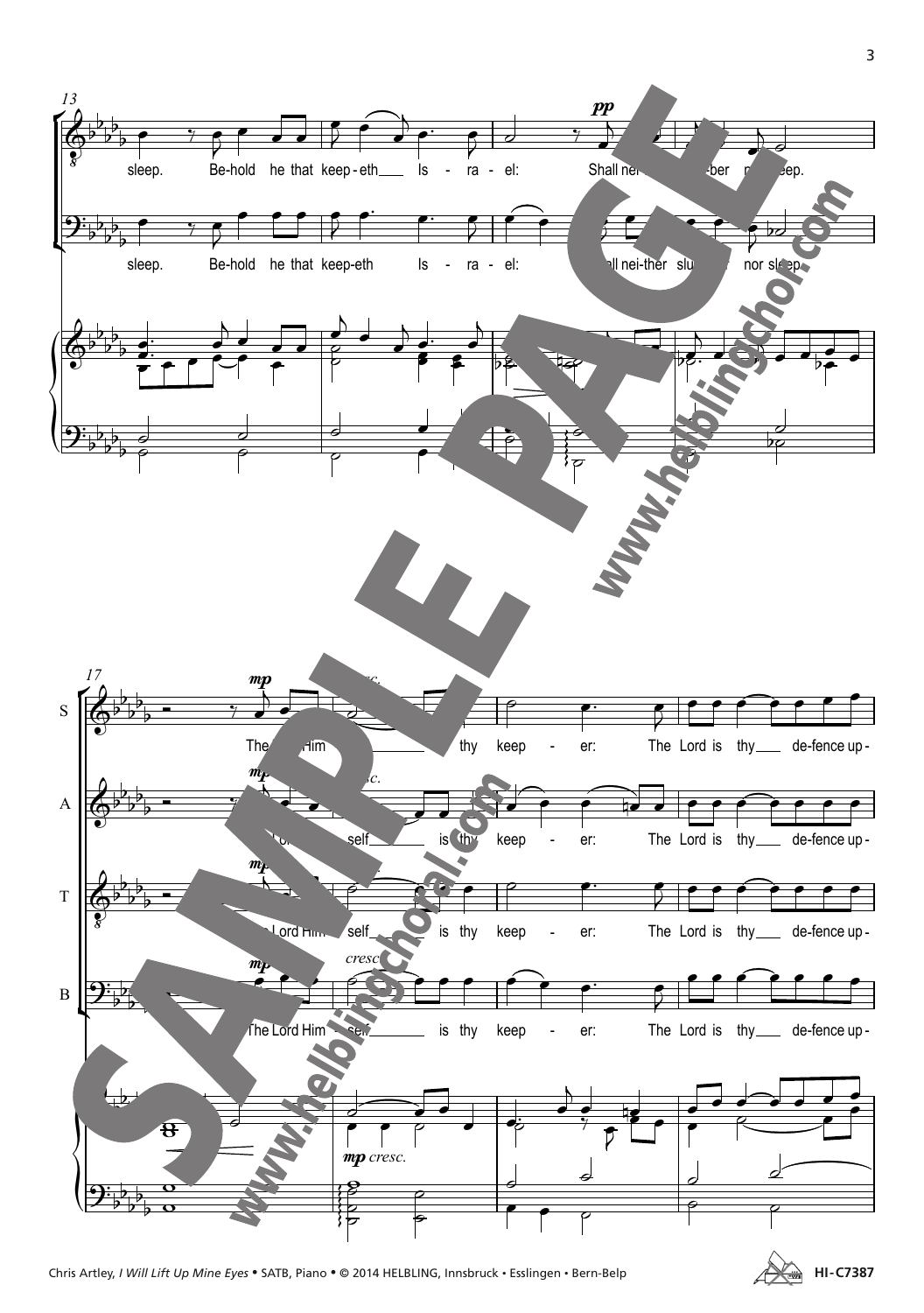13

sleep. Be-hold he that keep-eth Is - ra - el: Shall nei- ber n eep.

sleep. Be-hold he that keep-eth Is - ra - el: ll nei-ther slu nor sleep.

17

S A T B

*mp* *cresc.*

The Him thy keep - er: The Lord is thy de-fence up -

self is thy keep - er: The Lord is thy de-fence up -

Lord Him self is thy keep - er: The Lord is thy de-fence up -

The Lord Him - self is thy keep - er: The Lord is thy de-fence up -

*mp cresc.*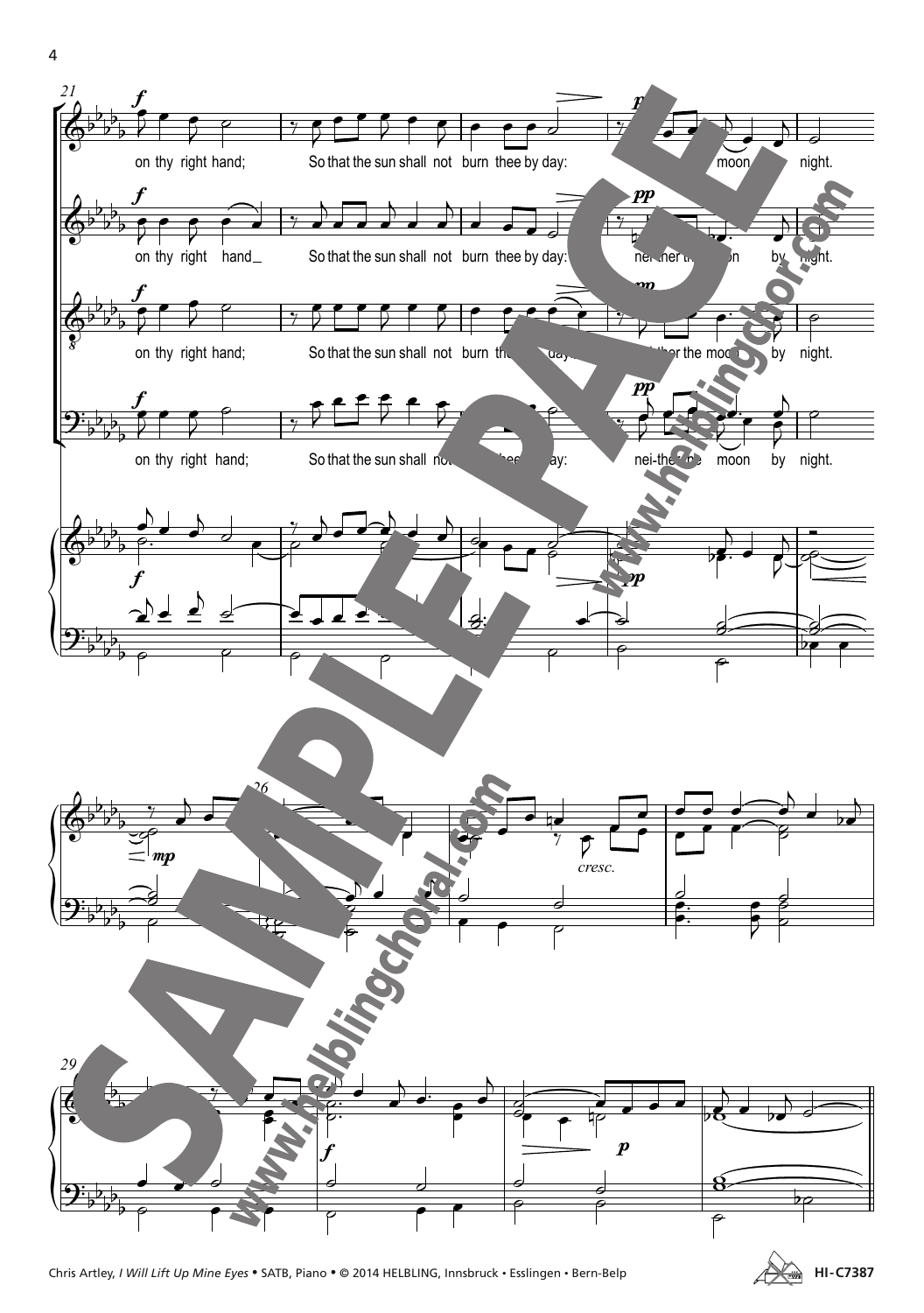on thy right hand; So that the sun shall not burn thee by day: neither the moon by night.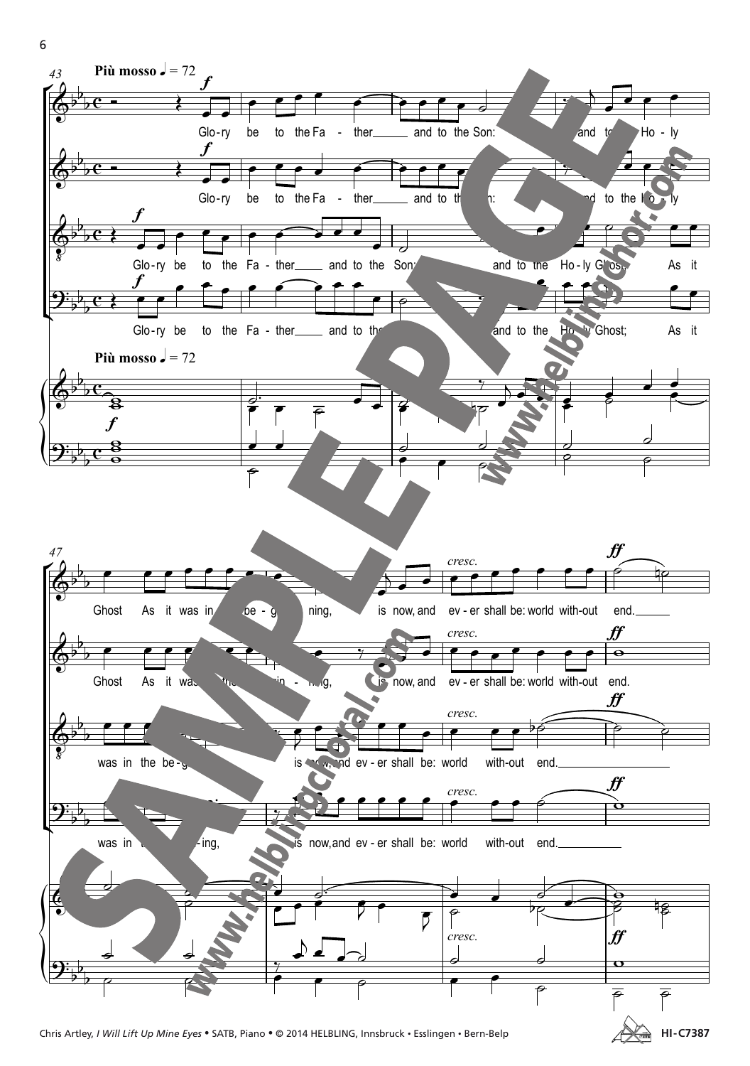**Più mosso** ♩ = 72

Glo-ry be to the Fa - ther and to the Son: and to the Ho - ly Ghost; As it was in the be - gin - ning, is now, and ev - er shall be: world with-out end.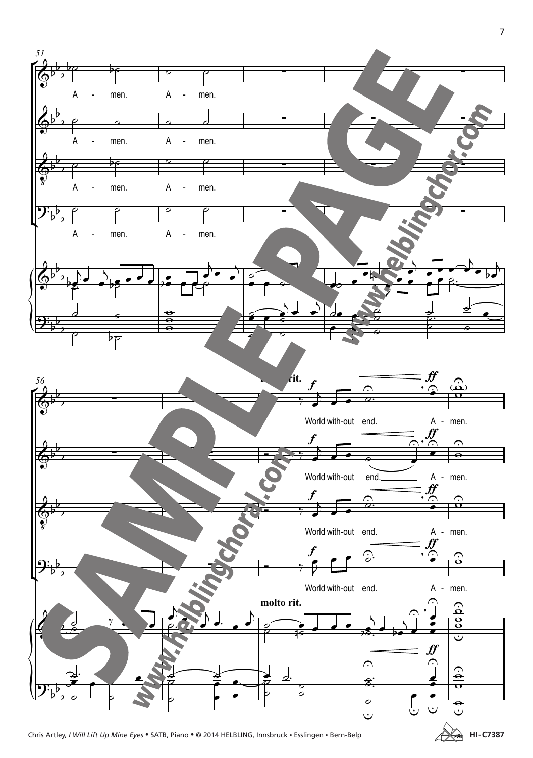51

A - men. A - men.

A - men. A - men.

A - men. A - men.

A - men. A - men.

56

molto rit.

*f* World with-out end. *ff* A - men.

*f* World with-out end. *ff* A - men.

*f* World with-out end. *ff* A - men.

*f* World with-out end. *ff* A - men.

molto rit.

*ff*